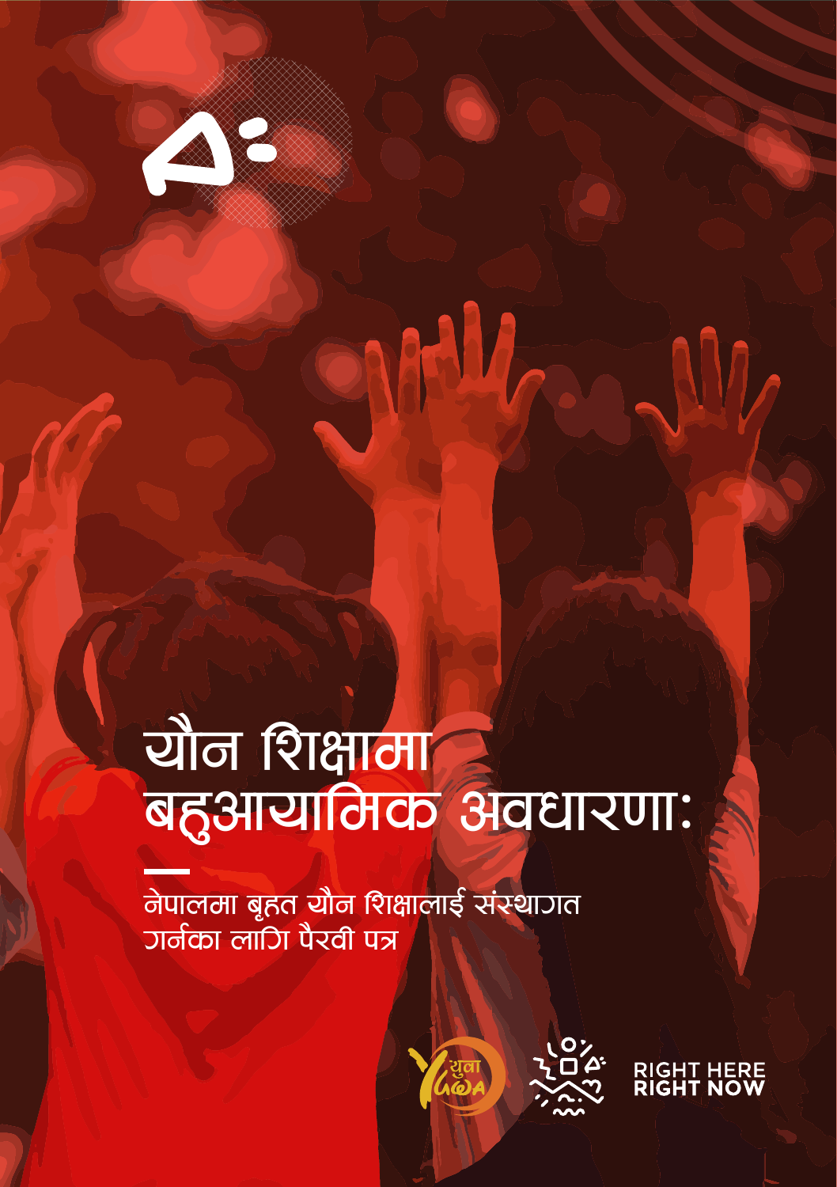# यौन शिक्षामा बहुआयामिक अवधारणा:

नेपालमा बृहत यौन शिक्षालाई संस्थागत गर्नका लागि पैरवी पत्र

युवा YUWA

RIGHT HERE RIGHT NOW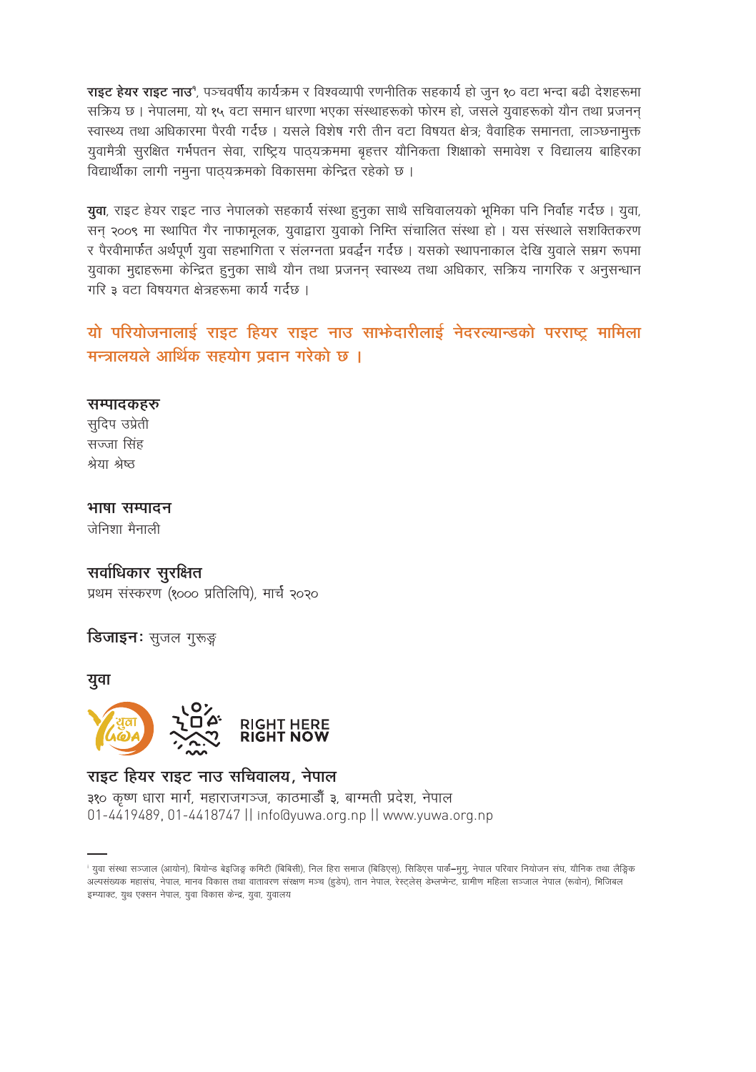**राइट हेयर राइट नाउ**[१], पञ्चवर्षीय कार्यक्रम र विश्वव्यापी रणनीतिक सहकार्य हो जुन १० वटा भन्दा बढी देशहरूमा सक्रिय छ । नेपालमा, यो १५ वटा समान धारणा भएका संस्थाहरूको फोरम हो, जसले युवाहरूको यौन तथा प्रजनन् स्वास्थ्य तथा अधिकारमा पैरवी गर्दछ । यसले विशेष गरी तीन वटा विषयत क्षेत्र; वैवाहिक समानता, लाञ्छनामुक्त युवामैत्री सुरक्षित गर्भपतन सेवा, राष्ट्रिय पाठ्यक्रममा बृहत्तर यौनिकता शिक्षाको समावेश र विद्यालय बाहिरका विद्यार्थीका लागी नमुना पाठ्यक्रमको विकासमा केन्द्रित रहेको छ ।

**युवा**, राइट हेयर राइट नाउ नेपालको सहकार्य संस्था हुनुका साथै सचिवालयको भूमिका पनि निर्वाह गर्दछ । युवा, सन् २००९ मा स्थापित गैर नाफामूलक, युवाद्वारा युवाको निम्ति संचालित संस्था हो । यस संस्थाले सशक्तिकरण र पैरवीमार्फत अर्थपूर्ण युवा सहभागिता र संलग्नता प्रवर्द्धन गर्दछ । यसको स्थापनाकाल देखि युवाले सम्रग रूपमा युवाका मुद्दाहरूमा केन्द्रित हुनुका साथै यौन तथा प्रजनन् स्वास्थ्य तथा अधिकार, सक्रिय नागरिक र अनुसन्धान गरि ३ वटा विषयगत क्षेत्रहरूमा कार्य गर्दछ ।

**यो परियोजनालाई राइट हियर राइट नाउ साझेदारीलाई नेदरल्यान्डको परराष्ट्र मामिला मन्त्रालयले आर्थिक सहयोग प्रदान गरेको छ ।**

**सम्पादकहरु**
सुदिप उप्रेती
सज्जा सिंह
श्रेया श्रेष्ठ

**भाषा सम्पादन**
जेनिशा मैनाली

**सर्वाधिकार सुरक्षित**
प्रथम संस्करण (१००० प्रतिलिपि), मार्च २०२०

**डिजाइनः** सुजल गुरूङ्ग

**युवा**

RIGHT HERE RIGHT NOW

**राइट हियर राइट नाउ सचिवालय, नेपाल**
३१० कृष्ण धारा मार्ग, महाराजगञ्ज, काठमाडौँ ३, बाग्मती प्रदेश, नेपाल
01-4419489, 01-4418747 || info@yuwa.org.np || www.yuwa.org.np

---

[१] युवा संस्था सञ्जाल (आयोन), बियोन्ड बेइजिङ्ग कमिटी (बिबिसी), निल हिरा समाज (बिडिएस), सिडिएस पार्क–मुगु, नेपाल परिवार नियोजन संघ, यौनिक तथा लैङ्गिक अल्पसंख्यक महासंघ, नेपाल, मानव विकास तथा वातावरण संरक्षण मञ्च (हुडेप), तान नेपाल, रेस्टलेस् डेभलप्मेन्ट, ग्रामीण महिला सञ्जाल नेपाल (रूवोन), भिजिबल इम्प्याक्ट, युथ एक्सन नेपाल, युवा विकास केन्द्र, युवा, युवालय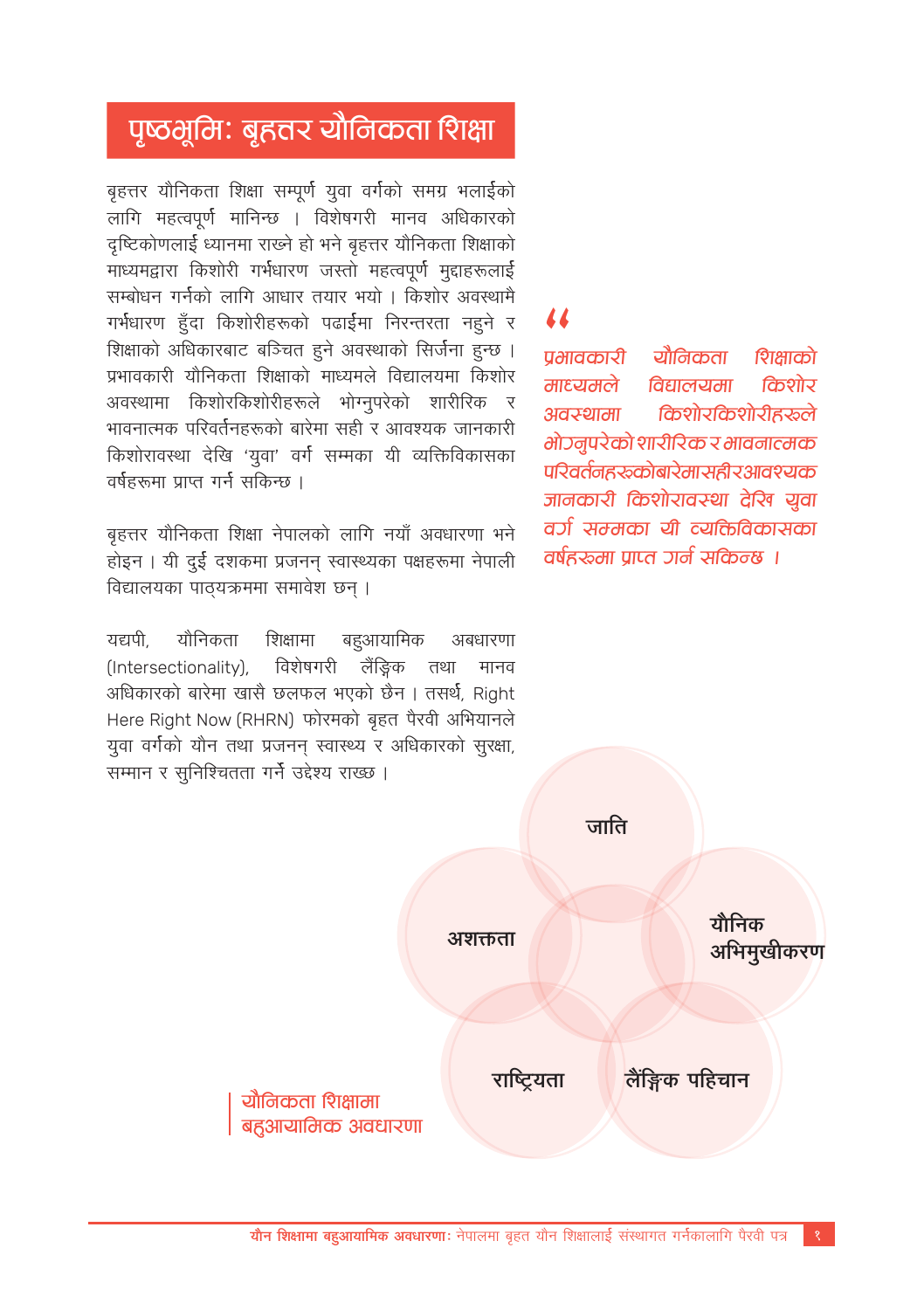## पृष्ठभूमि: बृहत्तर यौनिकता शिक्षा

बृहत्तर यौनिकता शिक्षा सम्पूर्ण युवा वर्गको समग्र भलाईको लागि महत्वपूर्ण मानिन्छ । विशेषगरी मानव अधिकारको दृष्टिकोणलाई ध्यानमा राख्ने हो भने बृहत्तर यौनिकता शिक्षाको माध्यमद्वारा किशोरी गर्भधारण जस्तो महत्वपूर्ण मुद्दाहरूलाई सम्बोधन गर्नको लागि आधार तयार भयो । किशोर अवस्थामै गर्भधारण हुँदा किशोरीहरूको पढाईमा निरन्तरता नहुने र शिक्षाको अधिकारबाट बञ्चित हुने अवस्थाको सिर्जना हुन्छ । प्रभावकारी यौनिकता शिक्षाको माध्यमले विद्यालयमा किशोर अवस्थामा किशोरकिशोरीहरूले भोग्नुपरेको शारीरिक र भावनात्मक परिवर्तनहरूको बारेमा सही र आवश्यक जानकारी किशोरावस्था देखि 'युवा' वर्ग सम्मका यी व्यक्तिविकासका वर्षहरूमा प्राप्त गर्न सकिन्छ ।

बृहत्तर यौनिकता शिक्षा नेपालको लागि नयाँ अवधारणा भने होइन । यी दुई दशकमा प्रजनन् स्वास्थ्यका पक्षहरूमा नेपाली विद्यालयका पाठ्यक्रममा समावेश छन् ।

यद्यपी, यौनिकता शिक्षामा बहुआयामिक अबधारणा (Intersectionality), विशेषगरी लैंङ्गिक तथा मानव अधिकारको बारेमा खासै छलफल भएको छैन । तसर्थ, Right Here Right Now (RHRN) फोरमको बृहत पैरवी अभियानले युवा वर्गको यौन तथा प्रजनन् स्वास्थ्य र अधिकारको सुरक्षा, सम्मान र सुनिश्चितता गर्ने उद्देश्य राख्छ ।

> *"प्रभावकारी यौनिकता शिक्षाको माध्यमले विद्यालयमा किशोर अवस्थामा किशोरकिशोरीहरूले भोग्नुपरेको शारीरिक र भावनात्मक परिवर्तनहरूकोबारेमासहीरआवश्यक जानकारी किशोरावस्था देखि युवा वर्ग सम्मका यी व्यक्तिविकासका वर्षहरूमा प्राप्त गर्न सकिन्छ ।*

जाति

अशक्तता

यौनिक अभिमुखीकरण

राष्ट्रियता

लैंङ्गिक पहिचान

यौनिकता शिक्षामा बहुआयामिक अवधारणा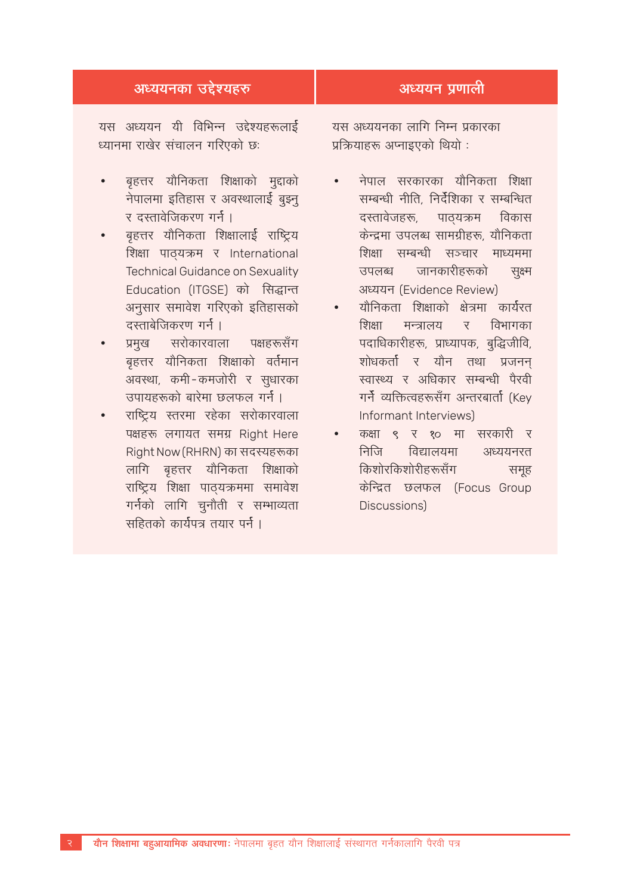## अध्ययनका उद्देश्यहरु

यस अध्ययन यी विभिन्न उद्देश्यहरूलाई ध्यानमा राखेर संचालन गरिएको छः

- बृहत्तर यौनिकता शिक्षाको मुद्दाको नेपालमा इतिहास र अवस्थालाई बुझ्नु र दस्तावेजिकरण गर्न ।
- बृहत्तर यौनिकता शिक्षालाई राष्ट्रिय शिक्षा पाठ्यक्रम र International Technical Guidance on Sexuality Education (ITGSE) को सिद्धान्त अनुसार समावेश गरिएको इतिहासको दस्ताबेजिकरण गर्न ।
- प्रमुख सरोकारवाला पक्षहरूसँग बृहत्तर यौनिकता शिक्षाको वर्तमान अवस्था, कमी-कमजोरी र सुधारका उपायहरूको बारेमा छलफल गर्न ।
- राष्ट्रिय स्तरमा रहेका सरोकारवाला पक्षहरू लगायत समग्र Right Here Right Now (RHRN) का सदस्यहरूका लागि बृहत्तर यौनिकता शिक्षाको राष्ट्रिय शिक्षा पाठ्यक्रममा समावेश गर्नको लागि चुनौती र सम्भाव्यता सहितको कार्यपत्र तयार पर्न ।

## अध्ययन प्रणाली

यस अध्ययनका लागि निम्न प्रकारका प्रक्रियाहरू अप्नाइएको थियो :

- नेपाल सरकारका यौनिकता शिक्षा सम्बन्धी नीति, निर्देशिका र सम्बन्धित दस्तावेजहरू, पाठ्यक्रम विकास केन्द्रमा उपलब्ध सामग्रीहरू, यौनिकता शिक्षा सम्बन्धी सञ्चार माध्यममा उपलब्ध जानकारीहरूको सुक्ष्म अध्ययन (Evidence Review)
- यौनिकता शिक्षाको क्षेत्रमा कार्यरत शिक्षा मन्त्रालय र विभागका पदाधिकारीहरू, प्राध्यापक, बुद्धिजीवि, शोधकर्ता र यौन तथा प्रजनन् स्वास्थ्य र अधिकार सम्बन्धी पैरवी गर्ने व्यक्तित्वहरूसँग अन्तरबार्ता (Key Informant Interviews)
- कक्षा ९ र १० मा सरकारी र निजि विद्यालयमा अध्ययनरत किशोरकिशोरीहरूसँग समूह केन्द्रित छलफल (Focus Group Discussions)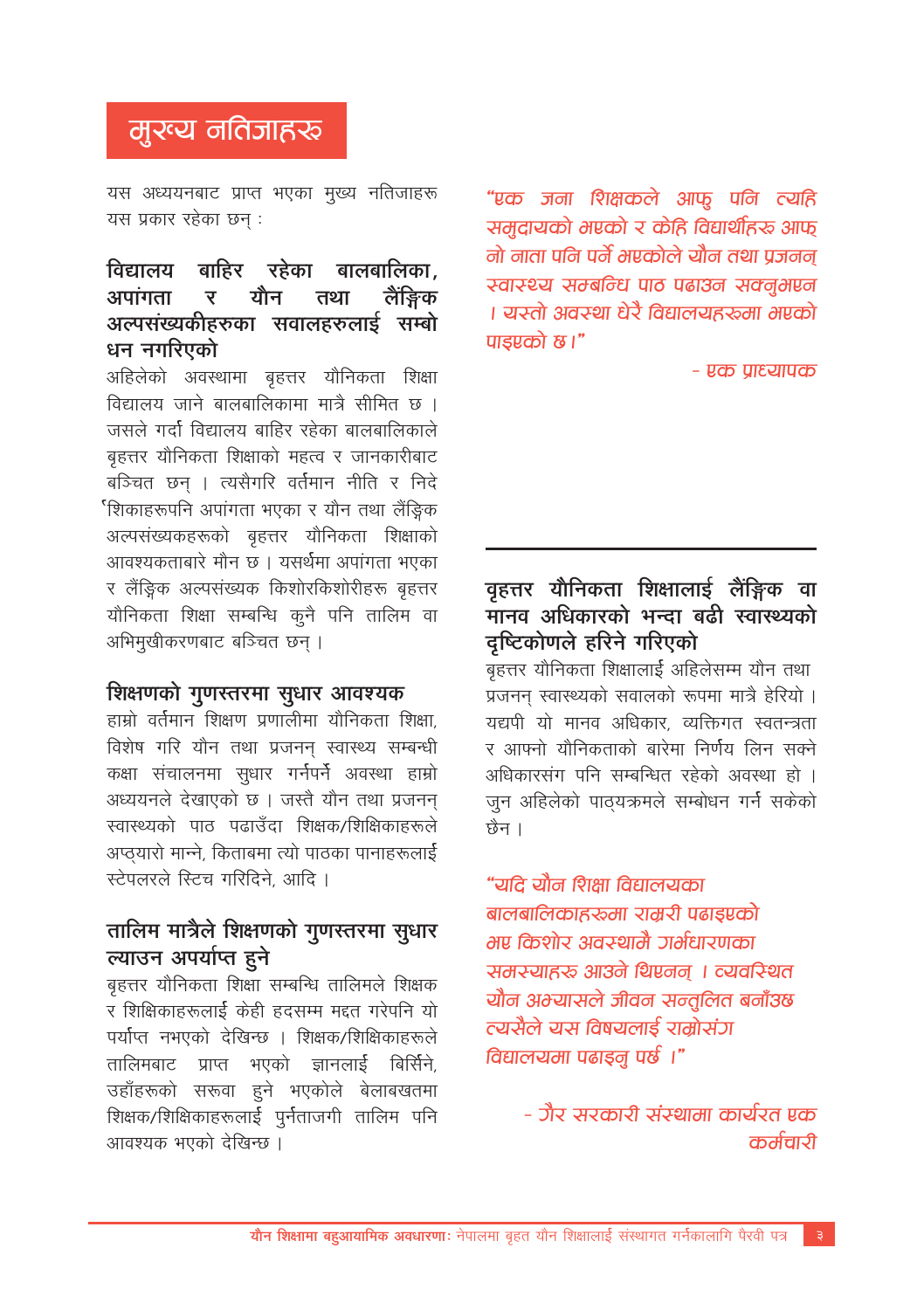## मुख्य नतिजाहरू

यस अध्ययनबाट प्राप्त भएका मुख्य नतिजाहरू यस प्रकार रहेका छन् :

### विद्यालय बाहिर रहेका बालबालिका, अपांगता र यौन तथा लैंङ्गिक अल्पसंख्यकीहरुका सवालहरुलाई सम्बोधन नगरिएको

अहिलेको अवस्थामा बृहत्तर यौनिकता शिक्षा विद्यालय जाने बालबालिकामा मात्रै सीमित छ । जसले गर्दा विद्यालय बाहिर रहेका बालबालिकाले बृहत्तर यौनिकता शिक्षाको महत्व र जानकारीबाट बञ्चित छन् । त्यसैगरि वर्तमान नीति र निर्देशिकाहरूपनि अपांगता भएका र यौन तथा लैंङ्गिक अल्पसंख्यकहरूको बृहत्तर यौनिकता शिक्षाको आवश्यकताबारे मौन छ । यसर्थमा अपांगता भएका र लैंङ्गिक अल्पसंख्यक किशोरकिशोरीहरू बृहत्तर यौनिकता शिक्षा सम्बन्धि कुनै पनि तालिम वा अभिमुखीकरणबाट बञ्चित छन् ।

### शिक्षणको गुणस्तरमा सुधार आवश्यक

हाम्रो वर्तमान शिक्षण प्रणालीमा यौनिकता शिक्षा, विशेष गरि यौन तथा प्रजनन् स्वास्थ्य सम्बन्धी कक्षा संचालनमा सुधार गर्नपर्ने अवस्था हाम्रो अध्ययनले देखाएको छ । जस्तै यौन तथा प्रजनन् स्वास्थ्यको पाठ पढाउँदा शिक्षक/शिक्षिकाहरूले अप्ठ्यारो मान्ने, किताबमा त्यो पाठका पानाहरूलाई स्टेपलरले स्टिच गरिदिने, आदि ।

### तालिम मात्रैले शिक्षणको गुणस्तरमा सुधार ल्याउन अपर्याप्त हुने

बृहत्तर यौनिकता शिक्षा सम्बन्धि तालिमले शिक्षक र शिक्षिकाहरूलाई केही हदसम्म मद्दत गरेपनि यो पर्याप्त नभएको देखिन्छ । शिक्षक/शिक्षिकाहरूले तालिमबाट प्राप्त भएको ज्ञानलाई बिर्सिने, उहाँहरूको सरूवा हुने भएकोले बेलाबखतमा शिक्षक/शिक्षिकाहरूलाई पुर्नताजगी तालिम पनि आवश्यक भएको देखिन्छ ।

*"एक जना शिक्षकले आफु पनि त्यहि समुदायको भएको र केहि विद्यार्थीहरु आफ्नो नाता पनि पर्ने भएकोले यौन तथा प्रजनन् स्वास्थ्य सम्बन्धि पाठ पढाउन सक्नुभएन । यस्तो अवस्था धेरै विद्यालयहरुमा भएको पाइएको छ ।"*

*- एक प्राध्यापक*

### बृहत्तर यौनिकता शिक्षालाई लैंङ्गिक वा मानव अधिकारको भन्दा बढी स्वास्थ्यको दृष्टिकोणले हरिने गरिएको

बृहत्तर यौनिकता शिक्षालाई अहिलेसम्म यौन तथा प्रजनन् स्वास्थ्यको सवालको रूपमा मात्रै हेरियो । यद्यपी यो मानव अधिकार, व्यक्तिगत स्वतन्त्रता र आफ्नो यौनिकताको बारेमा निर्णय लिन सक्ने अधिकारसंग पनि सम्बन्धित रहेको अवस्था हो । जुन अहिलेको पाठ्यक्रमले सम्बोधन गर्न सकेको छैन ।

*"यदि यौन शिक्षा विद्यालयका बालबालिकाहरुमा राम्ररी पढाइएको भए किशोर अवस्थामै गर्भधारणका समस्याहरु आउने थिएनन् । व्यवस्थित यौन अभ्यासले जीवन सन्तुलित बनाँउछ त्यसैले यस विषयलाई राम्रोसंग विद्यालयमा पढाइनु पर्छ ।"*

*- गैर सरकारी संस्थामा कार्यरत एक कर्मचारी*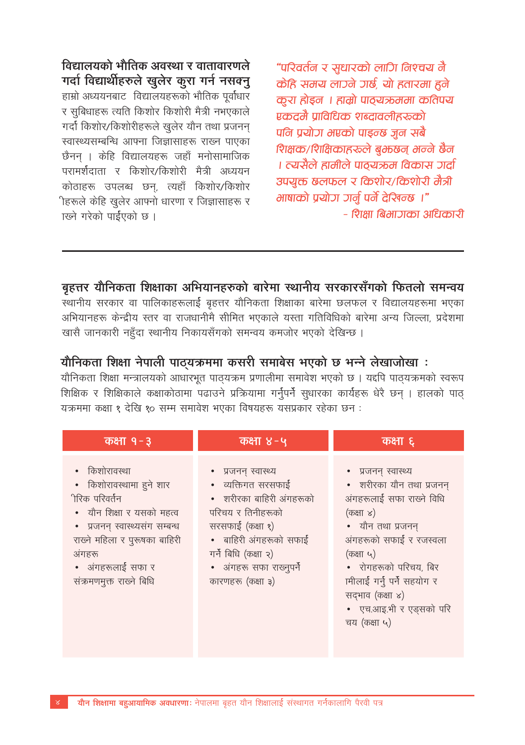**विद्यालयको भौतिक अवस्था र वातावरणले गर्दा विद्यार्थीहरुले खुलेर कुरा गर्न नसक्नु**

हाम्रो अध्ययनबाट विद्यालयहरूको भौतिक पूर्वाधार र सुविधाहरु त्यति किशोर किशोरी मैत्री नभएकाले गर्दा किशोर/किशोरीहरुले खुलेर यौन तथा प्रजनन् स्वास्थ्यसम्बन्धि आफ्ना जिज्ञासाहरु राख्न पाएका छैनन् । केहि विद्यालयहरु जहाँ मनोसामाजिक परामर्शदाता र किशोर/किशोरी मैत्री अध्ययन कोठाहरु उपलब्ध छन्, त्यहाँ किशोर/किशोर ीहरुले केहि खुलेर आफ्नो धारणा र जिज्ञासाहरु र ाख्ने गरेको पाईएको छ ।

*"परिवर्तन र सुधारको लागि निश्चय नै केहि समय लाग्ने गर्छ, यो हतारमा हुने कुरा होइन । हाम्रो पाठ्यक्रममा कतिपय एकदमै प्राविधिक शब्दावलीहरुको पनि प्रयोग भएको पाइन्छ जुन सबै शिक्षक/शिक्षिकाहरुले बुझ्छन् भन्ने छैन । त्यसैले हामीले पाठ्यक्रम विकास गर्दा उपयुक्त छलफल र किशोर/किशोरी मैत्री भाषाको प्रयोग गर्नु पर्ने देखिन्छ ।"*
*- शिक्षा बिभागका अधिकारी*

---

**बृहत्तर यौनिकता शिक्षाका अभियानहरुको बारेमा स्थानीय सरकारसँगको फितलो समन्वय**

स्थानीय सरकार वा पालिकाहरूलाई बृहत्तर यौनिकता शिक्षाका बारेमा छलफल र विद्यालयहरूमा भएका अभियानहरू केन्द्रीय स्तर वा राजधानीमै सीमित भएकाले यस्ता गतिविधिको बारेमा अन्य जिल्ला, प्रदेशमा खासै जानकारी नहुँदा स्थानीय निकायसँगको समन्वय कमजोर भएको देखिन्छ ।

**यौनिकता शिक्षा नेपाली पाठ्यक्रममा कसरी समाबेस भएको छ भन्ने लेखाजोखा :**

यौनिकता शिक्षा मन्त्रालयको आधारभूत पाठ्यक्रम प्रणालीमा समावेश भएको छ । यद्दपि पाठ्यक्रमको स्वरूप शिक्षिक र शिक्षिकाले कक्षाकोठामा पढाउने प्रक्रियामा गर्नुपर्ने सुधारका कार्यहरू धेरै छन् । हालको पाठ् यक्रममा कक्षा १ देखि १० सम्म समावेश भएका विषयहरू यसप्रकार रहेका छन :

| कक्षा १ - ३ | कक्षा ४ - ५ | कक्षा ६ |
|---|---|---|
| • किशोरावस्था<br>• किशोरावस्थामा हुने शार ीरिक परिवर्तन<br>• यौन शिक्षा र यसको महत्व<br>• प्रजनन् स्वास्थ्यसंग सम्बन्ध राख्ने महिला र पुरूषका बाहिरी अंगहरू<br>• अंगहरूलाई सफा र संक्रमणमुक्त राख्ने बिधि | • प्रजनन् स्वास्थ्य<br>• व्यक्तिगत सरसफाई<br>• शरीरका बाहिरी अंगहरूको परिचय र तिनीहरूको सरसफाई (कक्षा १)<br>• बाहिरी अंगहरूको सफाई गर्ने बिधि (कक्षा २)<br>• अंगहरू सफा राख्नुपर्ने कारणहरू (कक्षा ३) | • प्रजनन् स्वास्थ्य<br>• शरीरका यौन तथा प्रजनन् अंगहरूलाई सफा राख्ने विधि (कक्षा ४)<br>• यौन तथा प्रजनन् अंगहरूको सफाई र रजस्वला (कक्षा ५)<br>• रोगहरूको परिचय, बिर ामीलाई गर्नु पर्ने सहयोग र सद्भाव (कक्षा ४)<br>• एच.आइ.भी र एड्सको परि चय (कक्षा ५) |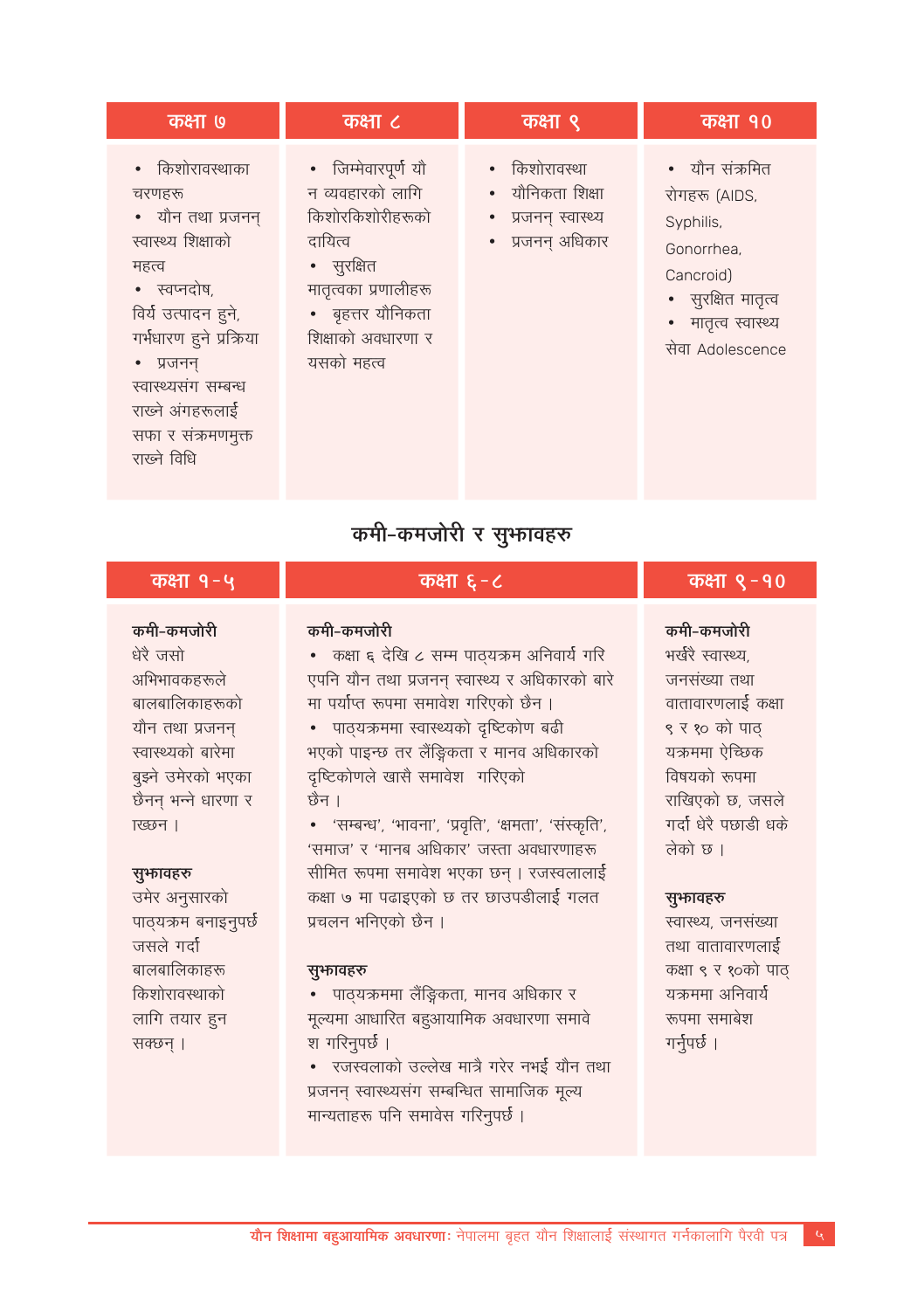| कक्षा ७ | कक्षा ८ | कक्षा ९ | कक्षा १० |
|---|---|---|---|
| • किशोरावस्थाका चरणहरु<br>• यौन तथा प्रजनन् स्वास्थ्य शिक्षाको महत्व<br>• स्वप्नदोष, विर्य उत्पादन हुने, गर्भधारण हुने प्रक्रिया<br>• प्रजनन् स्वास्थ्यसंग सम्बन्ध राख्ने अंगहरूलाई सफा र संक्रमणमुक्त राख्ने विधि | • जिम्मेवारपूर्ण यौन व्यवहारको लागि किशोरकिशोरीहरूको दायित्व<br>• सुरक्षित मातृत्वका प्रणालीहरू<br>• बृहत्तर यौनिकता शिक्षाको अवधारणा र यसको महत्व | • किशोरावस्था<br>• यौनिकता शिक्षा<br>• प्रजनन् स्वास्थ्य<br>• प्रजनन् अधिकार | • यौन संक्रमित रोगहरू (AIDS, Syphilis, Gonorrhea, Cancroid)<br>• सुरक्षित मातृत्व<br>• मातृत्व स्वास्थ्य सेवा Adolescence |

## कमी-कमजोरी र सुझावहरु

| कक्षा १-५ | कक्षा ६-८ | कक्षा ९-१० |
|---|---|---|
| **कमी-कमजोरी**<br>धेरै जसो अभिभावकहरूले बालबालिकाहरूको यौन तथा प्रजनन् स्वास्थ्यको बारेमा बुझ्ने उमेरको भएका छैनन् भन्ने धारणा राख्छन् ।<br><br>**सुझावहरु**<br>उमेर अनुसारको पाठ्यक्रम बनाइनुपर्छ जसले गर्दा बालबालिकाहरू किशोरावस्थाको लागि तयार हुन सक्छन् । | **कमी-कमजोरी**<br>• कक्षा ६ देखि ८ सम्म पाठ्यक्रम अनिवार्य गरि एपनि यौन तथा प्रजनन् स्वास्थ्य र अधिकारको बारेमा पर्याप्त रूपमा समावेश गरिएको छैन ।<br>• पाठ्यक्रममा स्वास्थ्यको दृष्टिकोण बढी भएको पाइन्छ तर लैंङ्गिकता र मानव अधिकारको दृष्टिकोणले खासै समावेश गरिएको छैन ।<br>• 'सम्बन्ध', 'भावना', 'प्रवृति', 'क्षमता', 'संस्कृति', 'समाज' र 'मानब अधिकार' जस्ता अवधारणाहरू सीमित रूपमा समावेश भएका छन् । रजस्वलालाई कक्षा ७ मा पढाइएको छ तर छाउपडीलाई गलत प्रचलन भनिएको छैन ।<br><br>**सुझावहरु**<br>• पाठ्यक्रममा लैंङ्गिकता, मानव अधिकार र मूल्यमा आधारित बहुआयामिक अवधारणा समावेश गरिनुपर्छ ।<br>• रजस्वलाको उल्लेख मात्रै गरेर नभई यौन तथा प्रजनन् स्वास्थ्यसंग सम्बन्धित सामाजिक मूल्य मान्यताहरू पनि समावेस गरिनुपर्छ । | **कमी-कमजोरी**<br>भर्खरै स्वास्थ्य, जनसंख्या तथा वातावरणलाई कक्षा ९ र १० को पाठ्यक्रममा ऐच्छिक विषयको रूपमा राखिएको छ, जसले गर्दा धेरै पछाडी धकेलेको छ ।<br><br>**सुझावहरु**<br>स्वास्थ्य, जनसंख्या तथा वातावरणलाई कक्षा ९ र १०को पाठ्यक्रममा अनिवार्य रूपमा समाबेश गर्नुपर्छ । |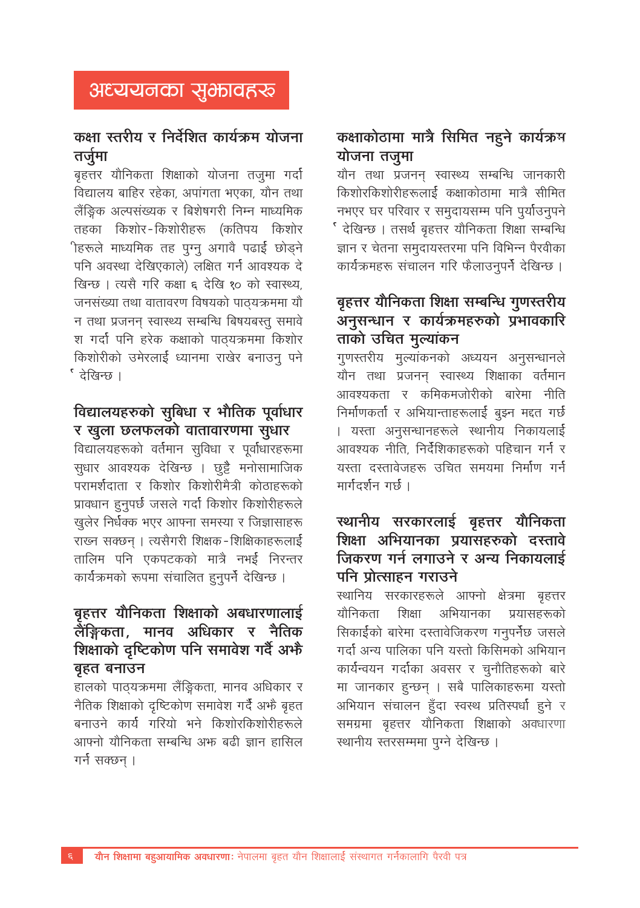# अध्ययनका सुझावहरू

### कक्षा स्तरीय र निर्देशित कार्यक्रम योजना तर्जुमा

बृहत्तर यौनिकता शिक्षाको योजना तजुमा गर्दा विद्यालय बाहिर रहेका, अपांगता भएका, यौन तथा लैंङ्गिक अल्पसंख्यक र बिशेषगरी निम्न माध्यमिक तहका किशोर-किशोरीहरू (कतिपय किशोरीहरूले माध्यमिक तह पुग्नु अगावै पढाई छोड्ने पनि अवस्था देखिएकाले) लक्षित गर्न आवश्यक देखिन्छ । त्यसै गरि कक्षा ६ देखि १० को स्वास्थ्य, जनसंख्या तथा वातावरण विषयको पाठ्यक्रममा यौन तथा प्रजनन् स्वास्थ्य सम्बन्धि विषयबस्तु समावेश गर्दा पनि हरेक कक्षाको पाठ्यक्रममा किशोर किशोरीको उमेरलाई ध्यानमा राखेर बनाउनु पर्ने देखिन्छ ।

### विद्यालयहरुको सुबिधा र भौतिक पूर्वाधार र खुला छलफलको वातावारणमा सुधार

विद्यालयहरुको वर्तमान सुविधा र पूर्वाधारहरूमा सुधार आवश्यक देखिन्छ । छुट्टै मनोसामाजिक परामर्शदाता र किशोर किशोरीमैत्री कोठाहरूको प्रावधान हुनुपर्छ जसले गर्दा किशोर किशोरीहरूले खुलेर निर्धक्क भएर आफ्ना समस्या र जिज्ञासाहरू राख्न सक्छन् । त्यसैगरी शिक्षक-शिक्षिकाहरूलाई तालिम पनि एकपटकको मात्रै नभई निरन्तर कार्यक्रमको रूपमा संचालित हुनुपर्ने देखिन्छ ।

### बृहत्तर यौनिकता शिक्षाको अबधारणालाई लैंङ्गिकता, मानव अधिकार र नैतिक शिक्षाको दृष्टिकोण पनि समावेश गर्दै अझै बृहत बनाउन

हालको पाठ्यक्रममा लैंङ्गिकता, मानव अधिकार र नैतिक शिक्षाको दृष्टिकोण समावेश गर्दै अझै बृहत बनाउने कार्य गरियो भने किशोरकिशोरीहरूले आफ्नो यौनिकता सम्बन्धि अझ बढी ज्ञान हासिल गर्न सक्छन् ।

### कक्षाकोठामा मात्रै सिमित नहुने कार्यक्रम योजना तजुमा

यौन तथा प्रजनन् स्वास्थ्य सम्बन्धि जानकारी किशोरकिशोरीहरूलाई कक्षाकोठामा मात्रै सीमित नभएर घर परिवार र समुदायसम्म पनि पुर्याउनुपर्ने देखिन्छ । तसर्थ बृहत्तर यौनिकता शिक्षा सम्बन्धि ज्ञान र चेतना समुदायस्तरमा पनि विभिन्न पैरवीका कार्यक्रमहरू संचालन गरि फैलाउनुपर्ने देखिन्छ ।

### बृहत्तर यौनिकता शिक्षा सम्बन्धि गुणस्तरीय अनुसन्धान र कार्यक्रमहरुको प्रभावकारिताको उचित मुल्यांकन

गुणस्तरीय मुल्यांकनको अध्ययन अनुसन्धानले यौन तथा प्रजनन् स्वास्थ्य शिक्षाका वर्तमान आवश्यकता र कमिकमजोरीको बारेमा नीति निर्माणकर्ता र अभियान्ताहरूलाई बुझ्न मद्दत गर्छ । यस्ता अनुसन्धानहरूले स्थानीय निकायलाई आवश्यक नीति, निर्देशिकाहरूको पहिचान गर्न र यस्ता दस्तावेजहरू उचित समयमा निर्माण गर्न मार्गदर्शन गर्छ ।

### स्थानीय सरकारलाई बृहत्तर यौनिकता शिक्षा अभियानका प्रयासहरुको दस्तावेजिकरण गर्न लगाउने र अन्य निकायलाई पनि प्रोत्साहन गराउने

स्थानिय सरकारहरूले आफ्नो क्षेत्रमा बृहत्तर यौनिकता शिक्षा अभियानका प्रयासहरूको सिकाईको बारेमा दस्तावेजिकरण गनुपर्नेछ जसले गर्दा अन्य पालिका पनि यस्तो किसिमको अभियान कार्यन्वयन गर्दाका अवसर र चुनौतिहरूको बारेमा जानकार हुन्छन् । सबै पालिकाहरूमा यस्तो अभियान संचालन हुँदा स्वस्थ प्रतिस्पर्धा हुने र समग्रमा बृहत्तर यौनिकता शिक्षाको अवधारणा स्थानीय स्तरसम्ममा पुग्ने देखिन्छ ।